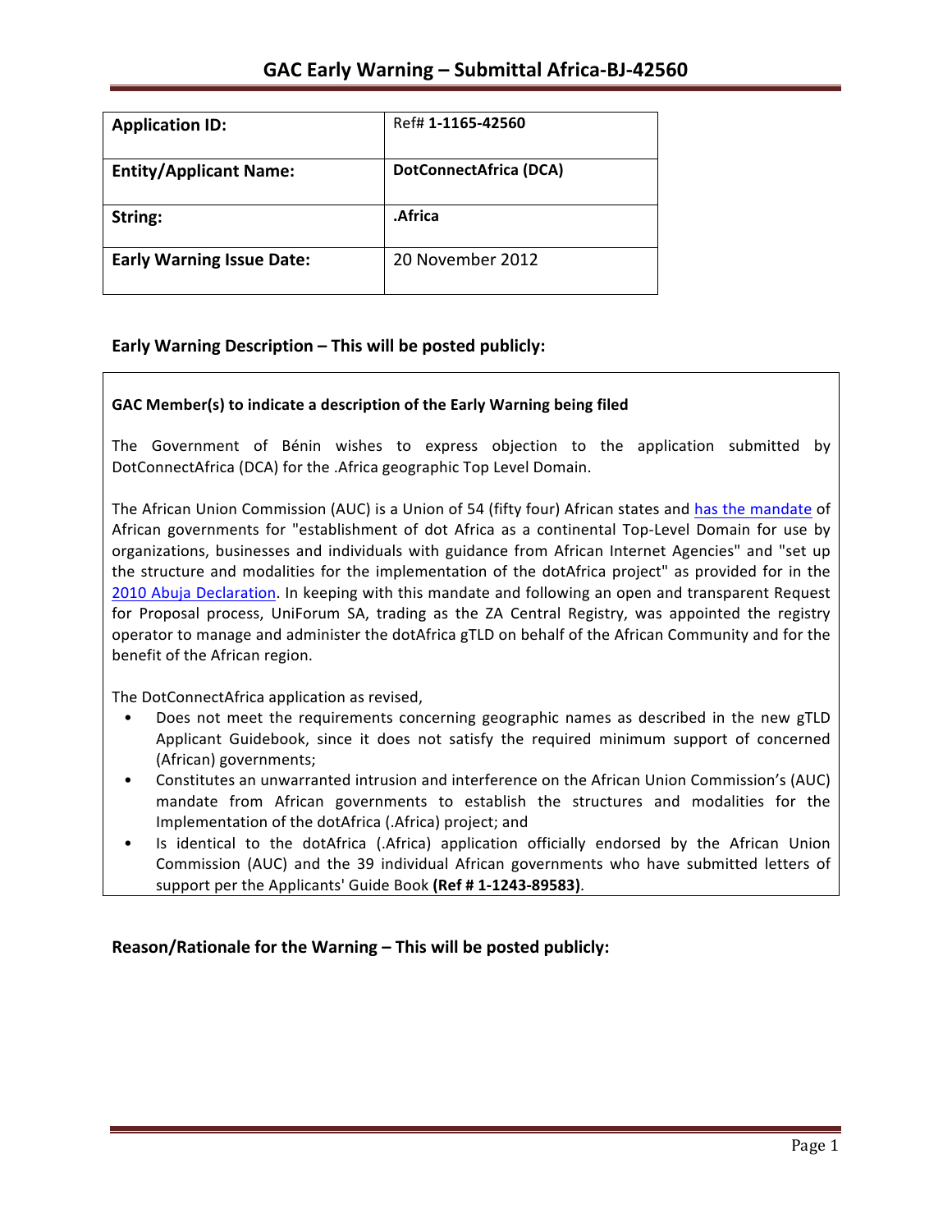# GAC Early Warning – Submittal Africa-BJ-42560

| Application ID: | Ref# **1-1165-42560** |
|---|---|
| **Entity/Applicant Name:** | **DotConnectAfrica (DCA)** |
| **String:** | **.Africa** |
| **Early Warning Issue Date:** | 20 November 2012 |

## Early Warning Description – This will be posted publicly:

**GAC Member(s) to indicate a description of the Early Warning being filed**

The Government of Bénin wishes to express objection to the application submitted by DotConnectAfrica (DCA) for the .Africa geographic Top Level Domain.

The African Union Commission (AUC) is a Union of 54 (fifty four) African states and has the mandate of African governments for "establishment of dot Africa as a continental Top-Level Domain for use by organizations, businesses and individuals with guidance from African Internet Agencies" and "set up the structure and modalities for the implementation of the dotAfrica project" as provided for in the 2010 Abuja Declaration. In keeping with this mandate and following an open and transparent Request for Proposal process, UniForum SA, trading as the ZA Central Registry, was appointed the registry operator to manage and administer the dotAfrica gTLD on behalf of the African Community and for the benefit of the African region.

The DotConnectAfrica application as revised,

- Does not meet the requirements concerning geographic names as described in the new gTLD Applicant Guidebook, since it does not satisfy the required minimum support of concerned (African) governments;
- Constitutes an unwarranted intrusion and interference on the African Union Commission's (AUC) mandate from African governments to establish the structures and modalities for the Implementation of the dotAfrica (.Africa) project; and
- Is identical to the dotAfrica (.Africa) application officially endorsed by the African Union Commission (AUC) and the 39 individual African governments who have submitted letters of support per the Applicants' Guide Book **(Ref # 1-1243-89583)**.

## Reason/Rationale for the Warning – This will be posted publicly: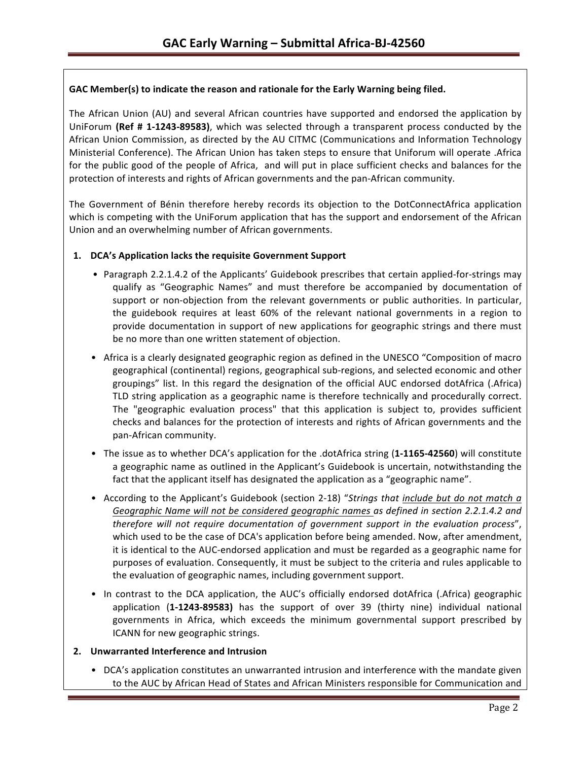**GAC Member(s) to indicate the reason and rationale for the Early Warning being filed.**

The African Union (AU) and several African countries have supported and endorsed the application by UniForum **(Ref # 1-1243-89583)**, which was selected through a transparent process conducted by the African Union Commission, as directed by the AU CITMC (Communications and Information Technology Ministerial Conference). The African Union has taken steps to ensure that Uniforum will operate .Africa for the public good of the people of Africa, and will put in place sufficient checks and balances for the protection of interests and rights of African governments and the pan-African community.

The Government of Bénin therefore hereby records its objection to the DotConnectAfrica application which is competing with the UniForum application that has the support and endorsement of the African Union and an overwhelming number of African governments.

1. **DCA's Application lacks the requisite Government Support**

   - Paragraph 2.2.1.4.2 of the Applicants' Guidebook prescribes that certain applied-for-strings may qualify as "Geographic Names" and must therefore be accompanied by documentation of support or non-objection from the relevant governments or public authorities. In particular, the guidebook requires at least 60% of the relevant national governments in a region to provide documentation in support of new applications for geographic strings and there must be no more than one written statement of objection.
   - Africa is a clearly designated geographic region as defined in the UNESCO "Composition of macro geographical (continental) regions, geographical sub-regions, and selected economic and other groupings" list. In this regard the designation of the official AUC endorsed dotAfrica (.Africa) TLD string application as a geographic name is therefore technically and procedurally correct. The "geographic evaluation process" that this application is subject to, provides sufficient checks and balances for the protection of interests and rights of African governments and the pan-African community.
   - The issue as to whether DCA's application for the .dotAfrica string (**1-1165-42560**) will constitute a geographic name as outlined in the Applicant's Guidebook is uncertain, notwithstanding the fact that the applicant itself has designated the application as a "geographic name".
   - According to the Applicant's Guidebook (section 2-18) "*Strings that include but do not match a Geographic Name will not be considered geographic names as defined in section 2.2.1.4.2 and therefore will not require documentation of government support in the evaluation process*", which used to be the case of DCA's application before being amended. Now, after amendment, it is identical to the AUC-endorsed application and must be regarded as a geographic name for purposes of evaluation. Consequently, it must be subject to the criteria and rules applicable to the evaluation of geographic names, including government support.
   - In contrast to the DCA application, the AUC's officially endorsed dotAfrica (.Africa) geographic application (**1-1243-89583)** has the support of over 39 (thirty nine) individual national governments in Africa, which exceeds the minimum governmental support prescribed by ICANN for new geographic strings.

2. **Unwarranted Interference and Intrusion**

   - DCA's application constitutes an unwarranted intrusion and interference with the mandate given to the AUC by African Head of States and African Ministers responsible for Communication and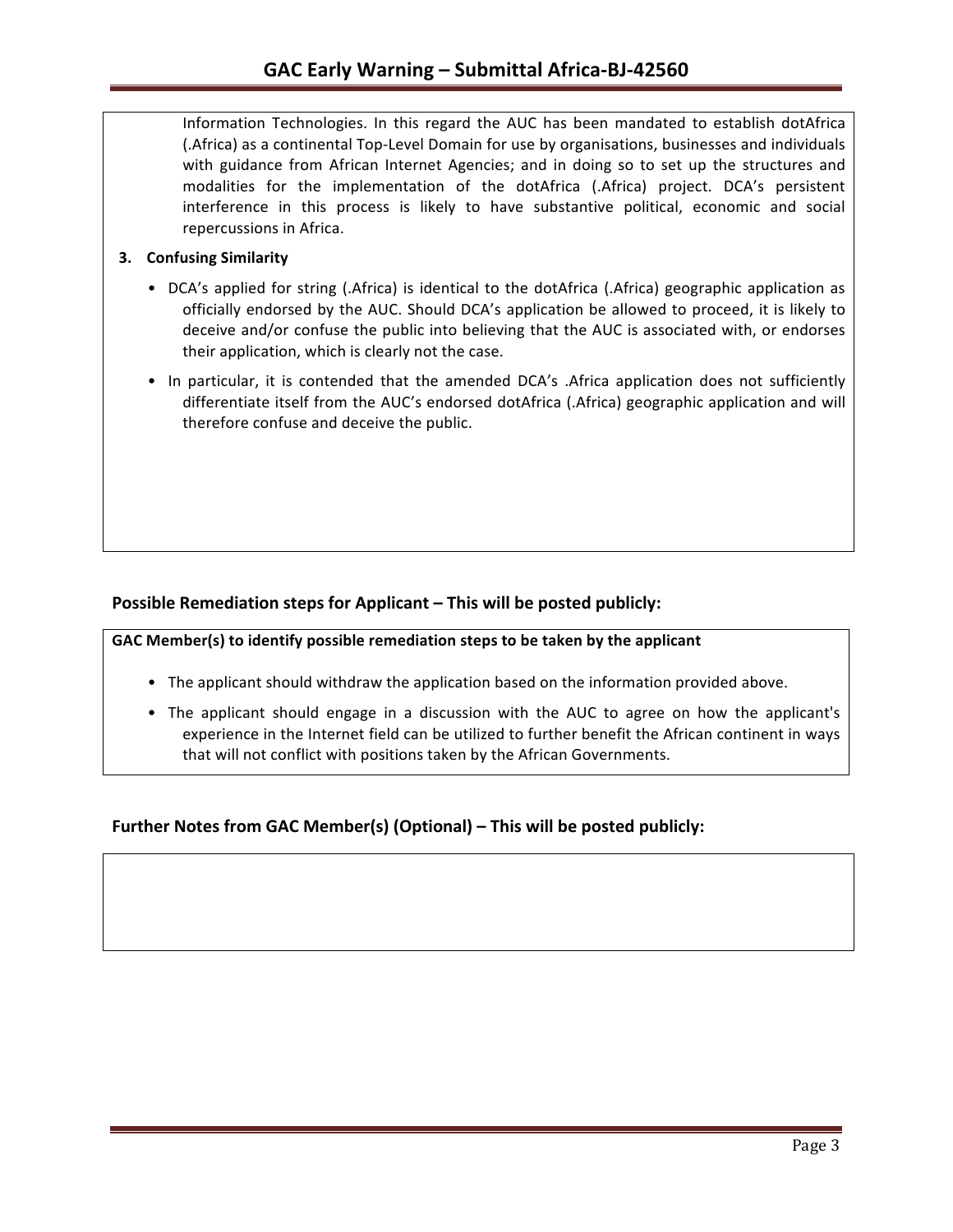Information Technologies. In this regard the AUC has been mandated to establish dotAfrica (.Africa) as a continental Top-Level Domain for use by organisations, businesses and individuals with guidance from African Internet Agencies; and in doing so to set up the structures and modalities for the implementation of the dotAfrica (.Africa) project. DCA's persistent interference in this process is likely to have substantive political, economic and social repercussions in Africa.

**3. Confusing Similarity**

- DCA's applied for string (.Africa) is identical to the dotAfrica (.Africa) geographic application as officially endorsed by the AUC. Should DCA's application be allowed to proceed, it is likely to deceive and/or confuse the public into believing that the AUC is associated with, or endorses their application, which is clearly not the case.
- In particular, it is contended that the amended DCA's .Africa application does not sufficiently differentiate itself from the AUC's endorsed dotAfrica (.Africa) geographic application and will therefore confuse and deceive the public.

## Possible Remediation steps for Applicant – This will be posted publicly:

**GAC Member(s) to identify possible remediation steps to be taken by the applicant**

- The applicant should withdraw the application based on the information provided above.
- The applicant should engage in a discussion with the AUC to agree on how the applicant's experience in the Internet field can be utilized to further benefit the African continent in ways that will not conflict with positions taken by the African Governments.

## Further Notes from GAC Member(s) (Optional) – This will be posted publicly: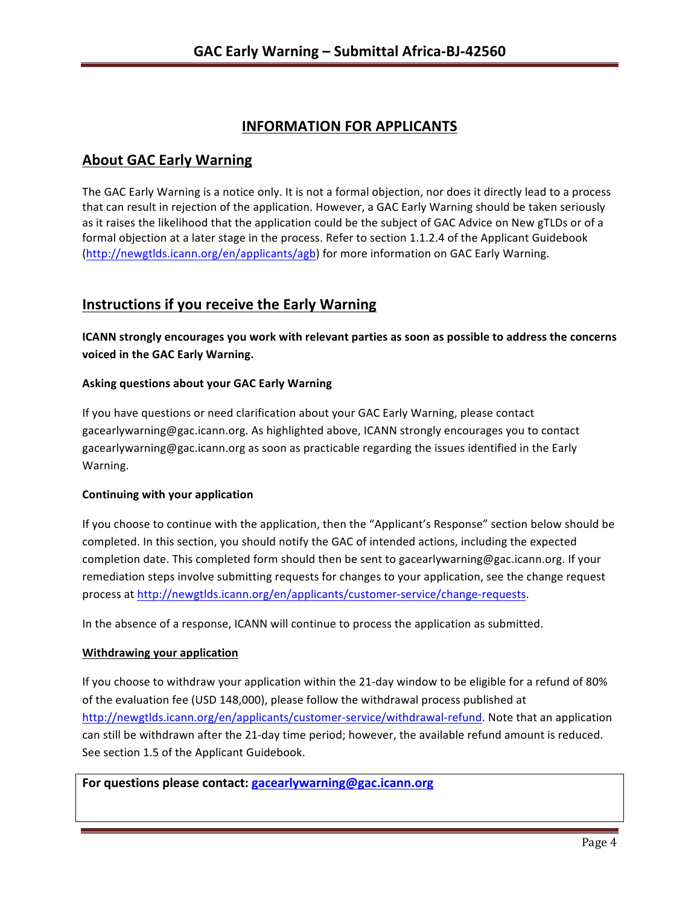# INFORMATION FOR APPLICANTS

## About GAC Early Warning

The GAC Early Warning is a notice only. It is not a formal objection, nor does it directly lead to a process that can result in rejection of the application. However, a GAC Early Warning should be taken seriously as it raises the likelihood that the application could be the subject of GAC Advice on New gTLDs or of a formal objection at a later stage in the process. Refer to section 1.1.2.4 of the Applicant Guidebook (http://newgtlds.icann.org/en/applicants/agb) for more information on GAC Early Warning.

## Instructions if you receive the Early Warning

**ICANN strongly encourages you work with relevant parties as soon as possible to address the concerns voiced in the GAC Early Warning.**

### Asking questions about your GAC Early Warning

If you have questions or need clarification about your GAC Early Warning, please contact gacearlywarning@gac.icann.org. As highlighted above, ICANN strongly encourages you to contact gacearlywarning@gac.icann.org as soon as practicable regarding the issues identified in the Early Warning.

### Continuing with your application

If you choose to continue with the application, then the "Applicant's Response" section below should be completed. In this section, you should notify the GAC of intended actions, including the expected completion date. This completed form should then be sent to gacearlywarning@gac.icann.org. If your remediation steps involve submitting requests for changes to your application, see the change request process at http://newgtlds.icann.org/en/applicants/customer-service/change-requests.

In the absence of a response, ICANN will continue to process the application as submitted.

### Withdrawing your application

If you choose to withdraw your application within the 21-day window to be eligible for a refund of 80% of the evaluation fee (USD 148,000), please follow the withdrawal process published at http://newgtlds.icann.org/en/applicants/customer-service/withdrawal-refund. Note that an application can still be withdrawn after the 21-day time period; however, the available refund amount is reduced. See section 1.5 of the Applicant Guidebook.

**For questions please contact: gacearlywarning@gac.icann.org**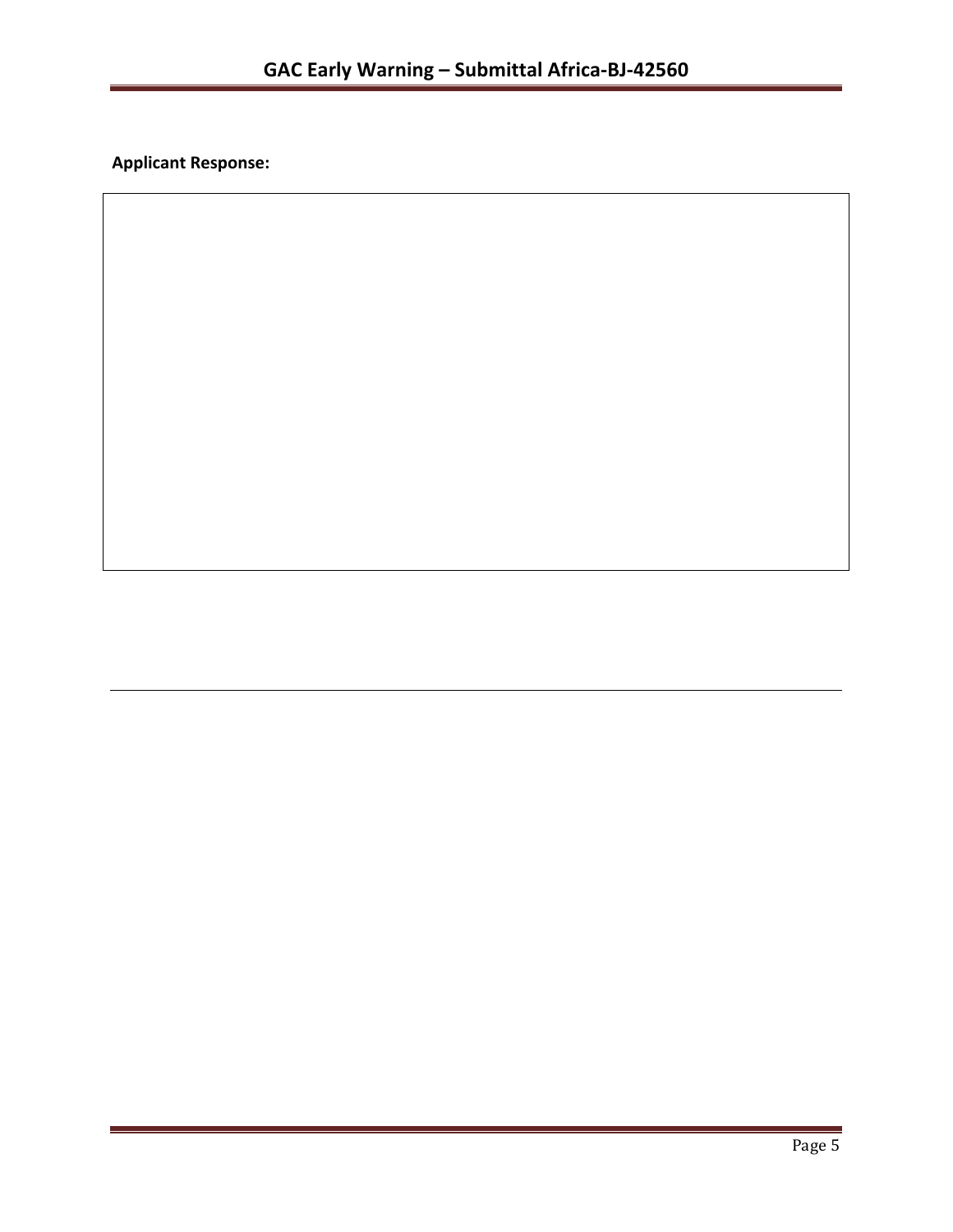**Applicant Response:**

---